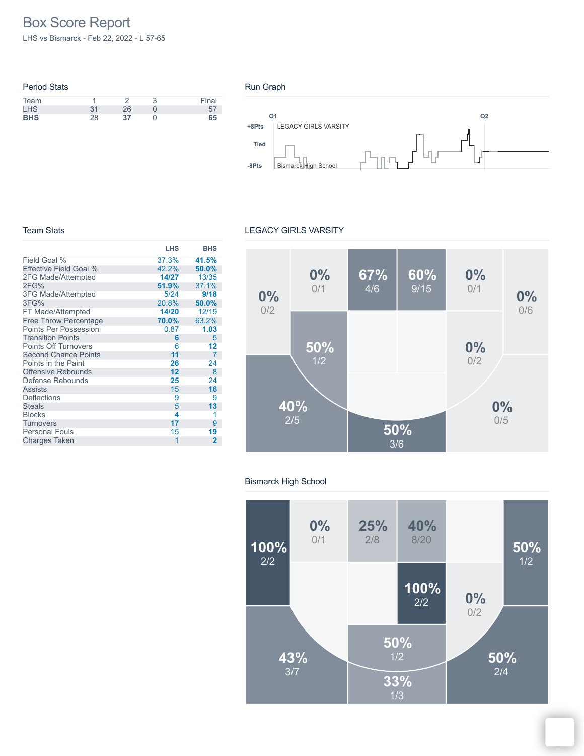# Box Score Report

LHS vs Bismarck - Feb 22, 2022 - L 57-65

## Period Stats

| Team | 1 | 2 | 3 | Final |
|---|---|---|---|---|
| LHS | **31** | 26 | 0 | 57 |
| **BHS** | 28 | **37** | 0 | **65** |

## Run Graph

Q1 Q2

+8Pts LEGACY GIRLS VARSITY

Tied

-8Pts Bismarck High School

## Team Stats

| | LHS | BHS |
|---|---|---|
| Field Goal % | 37.3% | **41.5%** |
| Effective Field Goal % | 42.2% | **50.0%** |
| 2FG Made/Attempted | **14/27** | 13/35 |
| 2FG% | **51.9%** | 37.1% |
| 3FG Made/Attempted | 5/24 | **9/18** |
| 3FG% | 20.8% | **50.0%** |
| FT Made/Attempted | **14/20** | 12/19 |
| Free Throw Percentage | **70.0%** | 63.2% |
| Points Per Possession | 0.87 | **1.03** |
| Transition Points | **6** | 5 |
| Points Off Turnovers | 6 | **12** |
| Second Chance Points | **11** | 7 |
| Points in the Paint | **26** | 24 |
| Offensive Rebounds | **12** | 8 |
| Defense Rebounds | **25** | 24 |
| Assists | 15 | **16** |
| Deflections | 9 | 9 |
| Steals | 5 | **13** |
| Blocks | **4** | 1 |
| Turnovers | **17** | 9 |
| Personal Fouls | 15 | **19** |
| Charges Taken | 1 | **2** |

## LEGACY GIRLS VARSITY

0% 0/2 | 0% 0/1 | 67% 4/6 | 60% 9/15 | 0% 0/1 | 0% 0/6

50% 1/2 | 0% 0/2

40% 2/5 | 50% 3/6 | 0% 0/5

## Bismarck High School

100% 2/2 | 0% 0/1 | 25% 2/8 | 40% 8/20 | 50% 1/2

100% 2/2 | 0% 0/2

50% 1/2

43% 3/7 | 33% 1/3 | 50% 2/4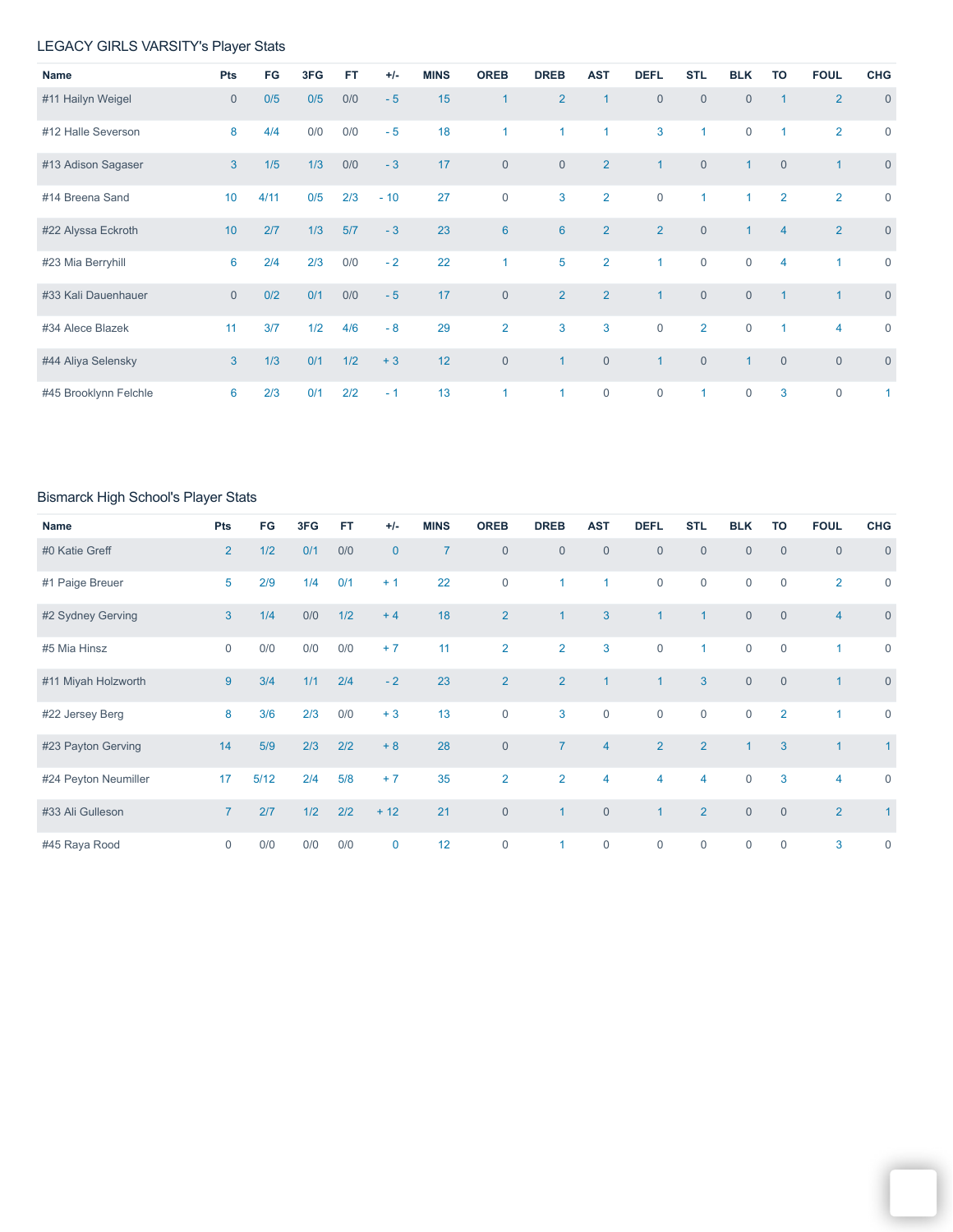LEGACY GIRLS VARSITY's Player Stats

| Name | Pts | FG | 3FG | FT | +/- | MINS | OREB | DREB | AST | DEFL | STL | BLK | TO | FOUL | CHG |
|---|---|---|---|---|---|---|---|---|---|---|---|---|---|---|---|
| #11 Hailyn Weigel | 0 | 0/5 | 0/5 | 0/0 | - 5 | 15 | 1 | 2 | 1 | 0 | 0 | 0 | 1 | 2 | 0 |
| #12 Halle Severson | 8 | 4/4 | 0/0 | 0/0 | - 5 | 18 | 1 | 1 | 1 | 3 | 1 | 0 | 1 | 2 | 0 |
| #13 Adison Sagaser | 3 | 1/5 | 1/3 | 0/0 | - 3 | 17 | 0 | 0 | 2 | 1 | 0 | 1 | 0 | 1 | 0 |
| #14 Breena Sand | 10 | 4/11 | 0/5 | 2/3 | - 10 | 27 | 0 | 3 | 2 | 0 | 1 | 1 | 2 | 2 | 0 |
| #22 Alyssa Eckroth | 10 | 2/7 | 1/3 | 5/7 | - 3 | 23 | 6 | 6 | 2 | 2 | 0 | 1 | 4 | 2 | 0 |
| #23 Mia Berryhill | 6 | 2/4 | 2/3 | 0/0 | - 2 | 22 | 1 | 5 | 2 | 1 | 0 | 0 | 4 | 1 | 0 |
| #33 Kali Dauenhauer | 0 | 0/2 | 0/1 | 0/0 | - 5 | 17 | 0 | 2 | 2 | 1 | 0 | 0 | 1 | 1 | 0 |
| #34 Alece Blazek | 11 | 3/7 | 1/2 | 4/6 | - 8 | 29 | 2 | 3 | 3 | 0 | 2 | 0 | 1 | 4 | 0 |
| #44 Aliya Selensky | 3 | 1/3 | 0/1 | 1/2 | + 3 | 12 | 0 | 1 | 0 | 1 | 0 | 1 | 0 | 0 | 0 |
| #45 Brooklynn Felchle | 6 | 2/3 | 0/1 | 2/2 | - 1 | 13 | 1 | 1 | 0 | 0 | 1 | 0 | 3 | 0 | 1 |

Bismarck High School's Player Stats

| Name | Pts | FG | 3FG | FT | +/- | MINS | OREB | DREB | AST | DEFL | STL | BLK | TO | FOUL | CHG |
|---|---|---|---|---|---|---|---|---|---|---|---|---|---|---|---|
| #0 Katie Greff | 2 | 1/2 | 0/1 | 0/0 | 0 | 7 | 0 | 0 | 0 | 0 | 0 | 0 | 0 | 0 | 0 |
| #1 Paige Breuer | 5 | 2/9 | 1/4 | 0/1 | + 1 | 22 | 0 | 1 | 1 | 0 | 0 | 0 | 0 | 2 | 0 |
| #2 Sydney Gerving | 3 | 1/4 | 0/0 | 1/2 | + 4 | 18 | 2 | 1 | 3 | 1 | 1 | 0 | 0 | 4 | 0 |
| #5 Mia Hinsz | 0 | 0/0 | 0/0 | 0/0 | + 7 | 11 | 2 | 2 | 3 | 0 | 1 | 0 | 0 | 1 | 0 |
| #11 Miyah Holzworth | 9 | 3/4 | 1/1 | 2/4 | - 2 | 23 | 2 | 2 | 1 | 1 | 3 | 0 | 0 | 1 | 0 |
| #22 Jersey Berg | 8 | 3/6 | 2/3 | 0/0 | + 3 | 13 | 0 | 3 | 0 | 0 | 0 | 0 | 2 | 1 | 0 |
| #23 Payton Gerving | 14 | 5/9 | 2/3 | 2/2 | + 8 | 28 | 0 | 7 | 4 | 2 | 2 | 1 | 3 | 1 | 1 |
| #24 Peyton Neumiller | 17 | 5/12 | 2/4 | 5/8 | + 7 | 35 | 2 | 2 | 4 | 4 | 4 | 0 | 3 | 4 | 0 |
| #33 Ali Gulleson | 7 | 2/7 | 1/2 | 2/2 | + 12 | 21 | 0 | 1 | 0 | 1 | 2 | 0 | 0 | 2 | 1 |
| #45 Raya Rood | 0 | 0/0 | 0/0 | 0/0 | 0 | 12 | 0 | 1 | 0 | 0 | 0 | 0 | 0 | 3 | 0 |